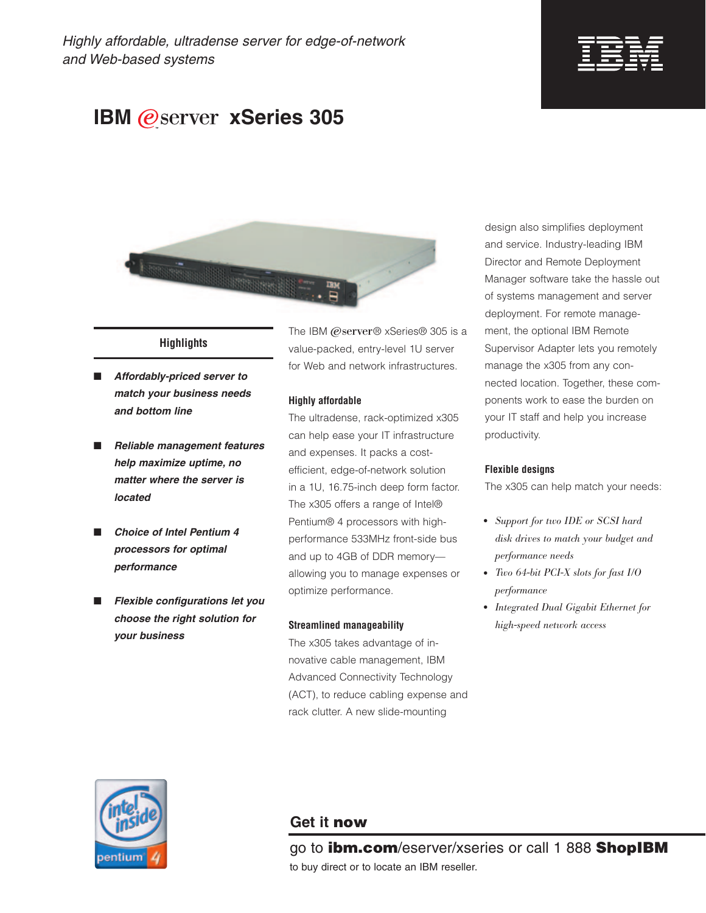*Highly affordable, ultradense server for edge-of-network and Web-based systems*

# IBM @server xSeries 305

## Highlights

- ***Affordably-priced server to match your business needs and bottom line***
- ***Reliable management features help maximize uptime, no matter where the server is located***
- ***Choice of Intel Pentium 4 processors for optimal performance***
- ***Flexible configurations let you choose the right solution for your business***

The IBM @server® xSeries® 305 is a value-packed, entry-level 1U server for Web and network infrastructures.

### Highly affordable

The ultradense, rack-optimized x305 can help ease your IT infrastructure and expenses. It packs a cost-efficient, edge-of-network solution in a 1U, 16.75-inch deep form factor. The x305 offers a range of Intel® Pentium® 4 processors with high-performance 533MHz front-side bus and up to 4GB of DDR memory—allowing you to manage expenses or optimize performance.

### Streamlined manageability

The x305 takes advantage of innovative cable management, IBM Advanced Connectivity Technology (ACT), to reduce cabling expense and rack clutter. A new slide-mounting design also simplifies deployment and service. Industry-leading IBM Director and Remote Deployment Manager software take the hassle out of systems management and server deployment. For remote management, the optional IBM Remote Supervisor Adapter lets you remotely manage the x305 from any connected location. Together, these components work to ease the burden on your IT staff and help you increase productivity.

### Flexible designs

The x305 can help match your needs:

- *Support for two IDE or SCSI hard disk drives to match your budget and performance needs*
- *Two 64-bit PCI-X slots for fast I/O performance*
- *Integrated Dual Gigabit Ethernet for high-speed network access*

## Get it **now**

go to **ibm.com**/eserver/xseries or call 1 888 **ShopIBM**

to buy direct or to locate an IBM reseller.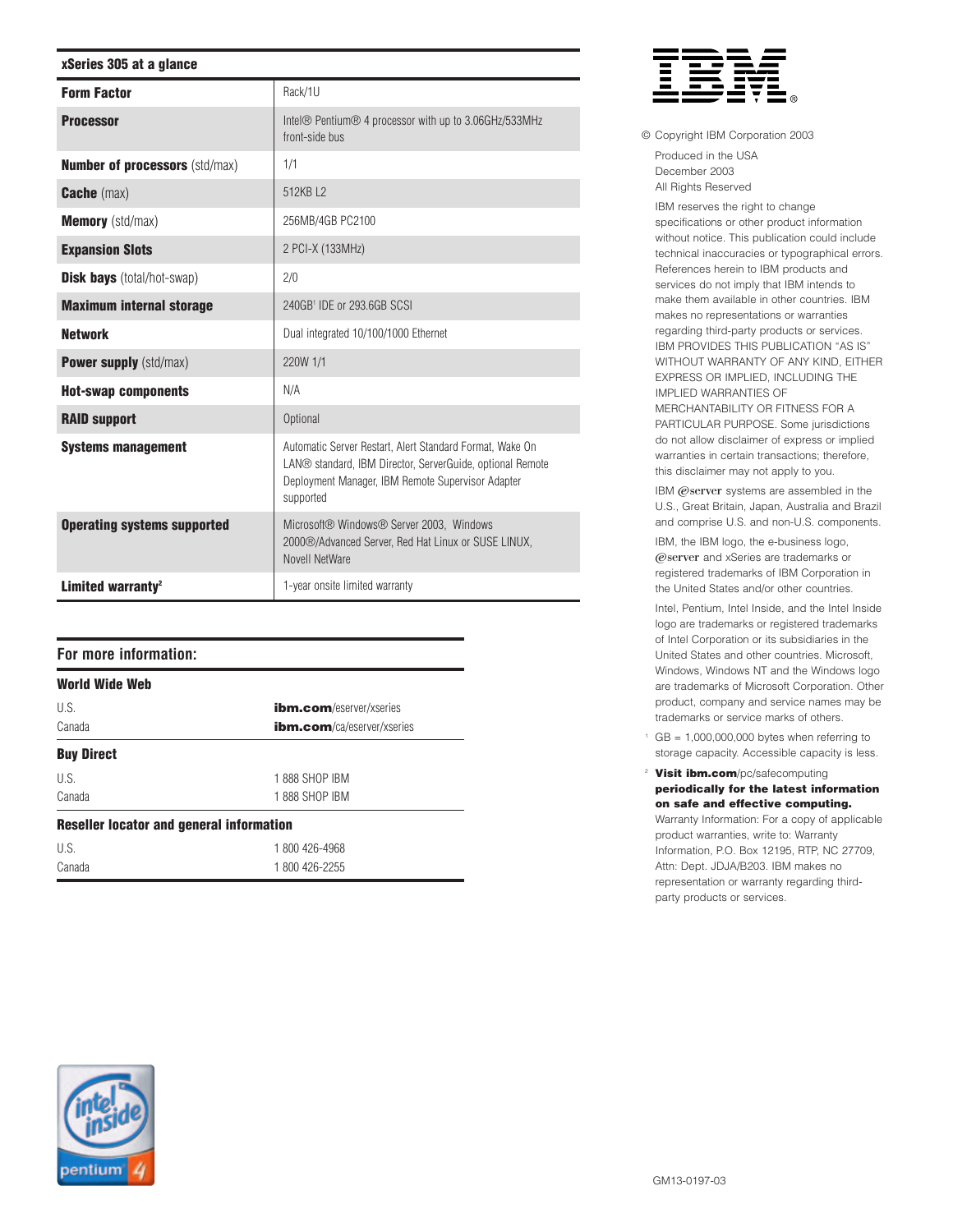## xSeries 305 at a glance

| | |
|---|---|
| **Form Factor** | Rack/1U |
| **Processor** | Intel® Pentium® 4 processor with up to 3.06GHz/533MHz front-side bus |
| **Number of processors** (std/max) | 1/1 |
| **Cache** (max) | 512KB L2 |
| **Memory** (std/max) | 256MB/4GB PC2100 |
| **Expansion Slots** | 2 PCI-X (133MHz) |
| **Disk bays** (total/hot-swap) | 2/0 |
| **Maximum internal storage** | 240GB[1] IDE or 293.6GB SCSI |
| **Network** | Dual integrated 10/100/1000 Ethernet |
| **Power supply** (std/max) | 220W 1/1 |
| **Hot-swap components** | N/A |
| **RAID support** | Optional |
| **Systems management** | Automatic Server Restart, Alert Standard Format, Wake On LAN® standard, IBM Director, ServerGuide, optional Remote Deployment Manager, IBM Remote Supervisor Adapter supported |
| **Operating systems supported** | Microsoft® Windows® Server 2003, Windows 2000®/Advanced Server, Red Hat Linux or SUSE LINUX, Novell NetWare |
| **Limited warranty[2]** | 1-year onsite limited warranty |

## For more information:

### World Wide Web

| | |
|---|---|
| U.S. | **ibm.com**/eserver/xseries |
| Canada | **ibm.com**/ca/eserver/xseries |

### Buy Direct

| | |
|---|---|
| U.S. | 1 888 SHOP IBM |
| Canada | 1 888 SHOP IBM |

### Reseller locator and general information

| | |
|---|---|
| U.S. | 1 800 426-4968 |
| Canada | 1 800 426-2255 |

© Copyright IBM Corporation 2003

Produced in the USA
December 2003
All Rights Reserved

IBM reserves the right to change specifications or other product information without notice. This publication could include technical inaccuracies or typographical errors. References herein to IBM products and services do not imply that IBM intends to make them available in other countries. IBM makes no representations or warranties regarding third-party products or services. IBM PROVIDES THIS PUBLICATION "AS IS" WITHOUT WARRANTY OF ANY KIND, EITHER EXPRESS OR IMPLIED, INCLUDING THE IMPLIED WARRANTIES OF MERCHANTABILITY OR FITNESS FOR A PARTICULAR PURPOSE. Some jurisdictions do not allow disclaimer of express or implied warranties in certain transactions; therefore, this disclaimer may not apply to you.

IBM @server systems are assembled in the U.S., Great Britain, Japan, Australia and Brazil and comprise U.S. and non-U.S. components.

IBM, the IBM logo, the e-business logo, @server and xSeries are trademarks or registered trademarks of IBM Corporation in the United States and/or other countries.

Intel, Pentium, Intel Inside, and the Intel Inside logo are trademarks or registered trademarks of Intel Corporation or its subsidiaries in the United States and other countries. Microsoft, Windows, Windows NT and the Windows logo are trademarks of Microsoft Corporation. Other product, company and service names may be trademarks or service marks of others.

[1] GB = 1,000,000,000 bytes when referring to storage capacity. Accessible capacity is less.

[2] **Visit ibm.com**/pc/safecomputing **periodically for the latest information on safe and effective computing.** Warranty Information: For a copy of applicable product warranties, write to: Warranty Information, P.O. Box 12195, RTP, NC 27709, Attn: Dept. JDJA/B203. IBM makes no representation or warranty regarding third-party products or services.

GM13-0197-03